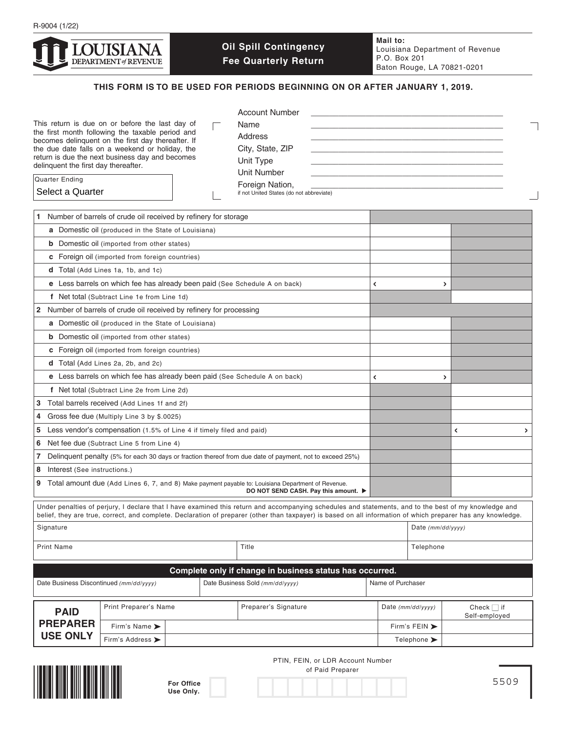R-9004 (1/22)

LOUISIANA DEPARTMENT of REVENUE

# Oil Spill Contingency Fee Quarterly Return

**Mail to:**
Louisiana Department of Revenue
P.O. Box 201
Baton Rouge, LA 70821-0201

**THIS FORM IS TO BE USED FOR PERIODS BEGINNING ON OR AFTER JANUARY 1, 2019.**

This return is due on or before the last day of the first month following the taxable period and becomes delinquent on the first day thereafter. If the due date falls on a weekend or holiday, the return is due the next business day and becomes delinquent the first day thereafter.

Quarter Ending
Select a Quarter

Account Number ______________________
Name ______________________
Address ______________________
City, State, ZIP ______________________
Unit Type ______________________
Unit Number ______________________
Foreign Nation, if not United States (do not abbreviate) ______________________

| | | |
|---|---|---|
| **1** Number of barrels of crude oil received by refinery for storage | | |
| **a** Domestic oil (produced in the State of Louisiana) | | |
| **b** Domestic oil (imported from other states) | | |
| **c** Foreign oil (imported from foreign countries) | | |
| **d** Total (Add Lines 1a, 1b, and 1c) | | |
| **e** Less barrels on which fee has already been paid (See Schedule A on back) | ‹ › | |
| **f** Net total (Subtract Line 1e from Line 1d) | | |
| **2** Number of barrels of crude oil received by refinery for processing | | |
| **a** Domestic oil (produced in the State of Louisiana) | | |
| **b** Domestic oil (imported from other states) | | |
| **c** Foreign oil (imported from foreign countries) | | |
| **d** Total (Add Lines 2a, 2b, and 2c) | | |
| **e** Less barrels on which fee has already been paid (See Schedule A on back) | ‹ › | |
| **f** Net total (Subtract Line 2e from Line 2d) | | |
| **3** Total barrels received (Add Lines 1f and 2f) | | |
| **4** Gross fee due (Multiply Line 3 by $.0025) | | |
| **5** Less vendor's compensation (1.5% of Line 4 if timely filed and paid) | | ‹ › |
| **6** Net fee due (Subtract Line 5 from Line 4) | | |
| **7** Delinquent penalty (5% for each 30 days or fraction thereof from due date of payment, not to exceed 25%) | | |
| **8** Interest (See instructions.) | | |
| **9** Total amount due (Add Lines 6, 7, and 8) Make payment payable to: Louisiana Department of Revenue. **DO NOT SEND CASH. Pay this amount.** ▶ | | |

Under penalties of perjury, I declare that I have examined this return and accompanying schedules and statements, and to the best of my knowledge and belief, they are true, correct, and complete. Declaration of preparer (other than taxpayer) is based on all information of which preparer has any knowledge.

| Signature | | Date *(mm/dd/yyyy)* |
|---|---|---|
| Print Name | Title | Telephone |

**Complete only if change in business status has occurred.**

| Date Business Discontinued *(mm/dd/yyyy)* | Date Business Sold *(mm/dd/yyyy)* | Name of Purchaser |
|---|---|---|
| | | |

| **PAID PREPARER USE ONLY** | Print Preparer's Name | Preparer's Signature | Date *(mm/dd/yyyy)* | Check ☐ if Self-employed |
|---|---|---|---|---|
| | Firm's Name ➤ | | Firm's FEIN ➤ | |
| | Firm's Address ➤ | | Telephone ➤ | |

PTIN, FEIN, or LDR Account Number of Paid Preparer

**For Office Use Only.**

5509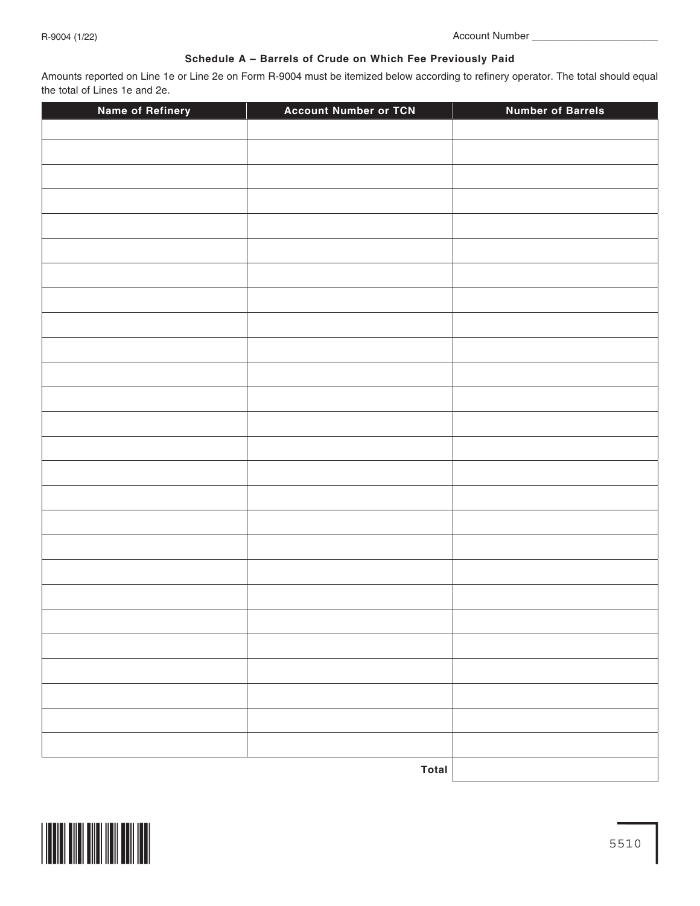R-9004 (1/22)

Account Number ______________________

### Schedule A – Barrels of Crude on Which Fee Previously Paid

Amounts reported on Line 1e or Line 2e on Form R-9004 must be itemized below according to refinery operator. The total should equal the total of Lines 1e and 2e.

| Name of Refinery | Account Number or TCN | Number of Barrels |
|---|---|---|
| | | |
| | | |
| | | |
| | | |
| | | |
| | | |
| | | |
| | | |
| | | |
| | | |
| | | |
| | | |
| | | |
| | | |
| | | |
| | | |
| | | |
| | | |
| | | |
| | | |
| | | |
| | | |
| | | |
| | | |
| | | |
| | | |
| | **Total** | |

5510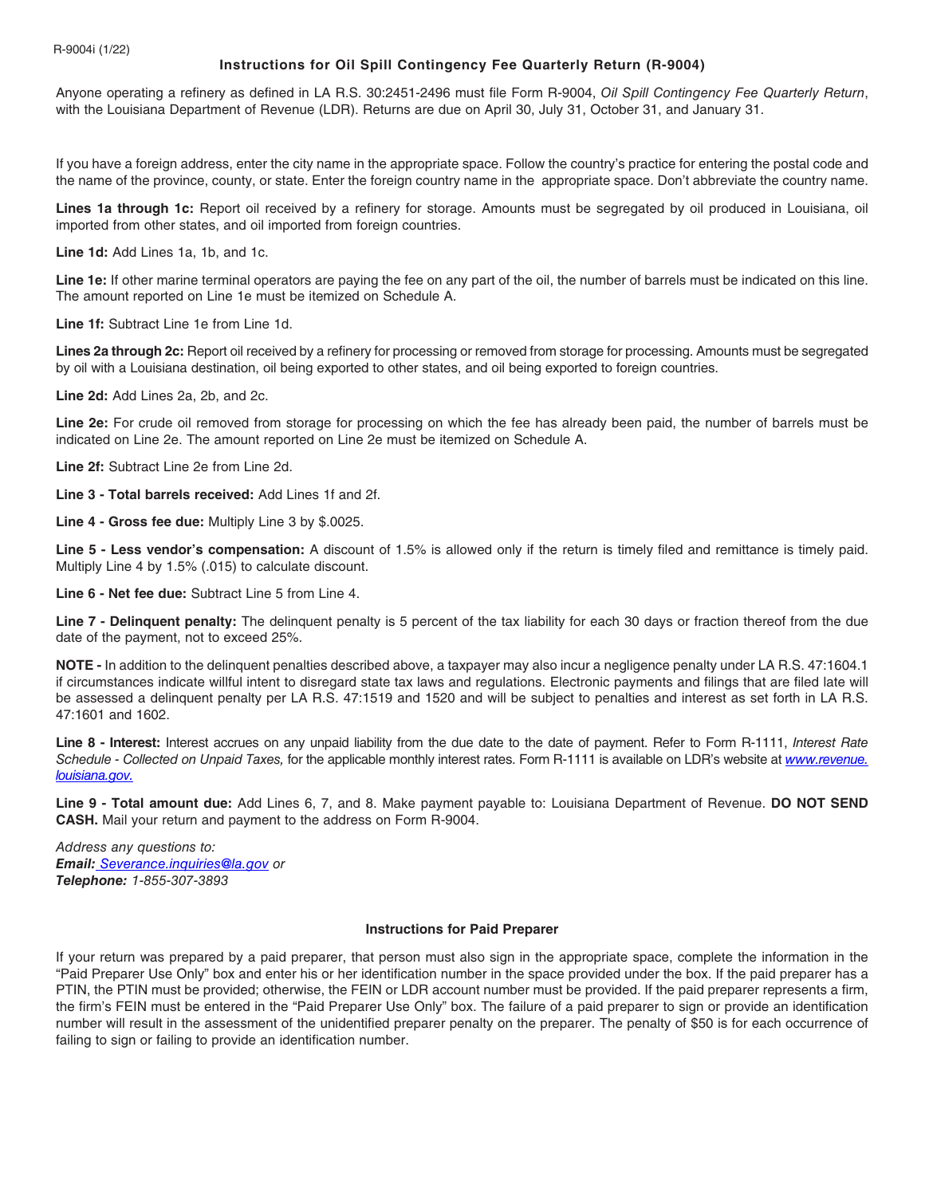R-9004i (1/22)

## Instructions for Oil Spill Contingency Fee Quarterly Return (R-9004)

Anyone operating a refinery as defined in LA R.S. 30:2451-2496 must file Form R-9004, *Oil Spill Contingency Fee Quarterly Return*, with the Louisiana Department of Revenue (LDR). Returns are due on April 30, July 31, October 31, and January 31.

If you have a foreign address, enter the city name in the appropriate space. Follow the country's practice for entering the postal code and the name of the province, county, or state. Enter the foreign country name in the appropriate space. Don't abbreviate the country name.

**Lines 1a through 1c:** Report oil received by a refinery for storage. Amounts must be segregated by oil produced in Louisiana, oil imported from other states, and oil imported from foreign countries.

**Line 1d:** Add Lines 1a, 1b, and 1c.

**Line 1e:** If other marine terminal operators are paying the fee on any part of the oil, the number of barrels must be indicated on this line. The amount reported on Line 1e must be itemized on Schedule A.

**Line 1f:** Subtract Line 1e from Line 1d.

**Lines 2a through 2c:** Report oil received by a refinery for processing or removed from storage for processing. Amounts must be segregated by oil with a Louisiana destination, oil being exported to other states, and oil being exported to foreign countries.

**Line 2d:** Add Lines 2a, 2b, and 2c.

**Line 2e:** For crude oil removed from storage for processing on which the fee has already been paid, the number of barrels must be indicated on Line 2e. The amount reported on Line 2e must be itemized on Schedule A.

**Line 2f:** Subtract Line 2e from Line 2d.

**Line 3 - Total barrels received:** Add Lines 1f and 2f.

**Line 4 - Gross fee due:** Multiply Line 3 by $.0025.

**Line 5 - Less vendor's compensation:** A discount of 1.5% is allowed only if the return is timely filed and remittance is timely paid. Multiply Line 4 by 1.5% (.015) to calculate discount.

**Line 6 - Net fee due:** Subtract Line 5 from Line 4.

**Line 7 - Delinquent penalty:** The delinquent penalty is 5 percent of the tax liability for each 30 days or fraction thereof from the due date of the payment, not to exceed 25%.

**NOTE -** In addition to the delinquent penalties described above, a taxpayer may also incur a negligence penalty under LA R.S. 47:1604.1 if circumstances indicate willful intent to disregard state tax laws and regulations. Electronic payments and filings that are filed late will be assessed a delinquent penalty per LA R.S. 47:1519 and 1520 and will be subject to penalties and interest as set forth in LA R.S. 47:1601 and 1602.

**Line 8 - Interest:** Interest accrues on any unpaid liability from the due date to the date of payment. Refer to Form R-1111, *Interest Rate Schedule - Collected on Unpaid Taxes,* for the applicable monthly interest rates. Form R-1111 is available on LDR's website at *www.revenue.louisiana.gov.*

**Line 9 - Total amount due:** Add Lines 6, 7, and 8. Make payment payable to: Louisiana Department of Revenue. **DO NOT SEND CASH.** Mail your return and payment to the address on Form R-9004.

*Address any questions to:*
***Email:*** *Severance.inquiries@la.gov or*
***Telephone:*** *1-855-307-3893*

### Instructions for Paid Preparer

If your return was prepared by a paid preparer, that person must also sign in the appropriate space, complete the information in the "Paid Preparer Use Only" box and enter his or her identification number in the space provided under the box. If the paid preparer has a PTIN, the PTIN must be provided; otherwise, the FEIN or LDR account number must be provided. If the paid preparer represents a firm, the firm's FEIN must be entered in the "Paid Preparer Use Only" box. The failure of a paid preparer to sign or provide an identification number will result in the assessment of the unidentified preparer penalty on the preparer. The penalty of $50 is for each occurrence of failing to sign or failing to provide an identification number.